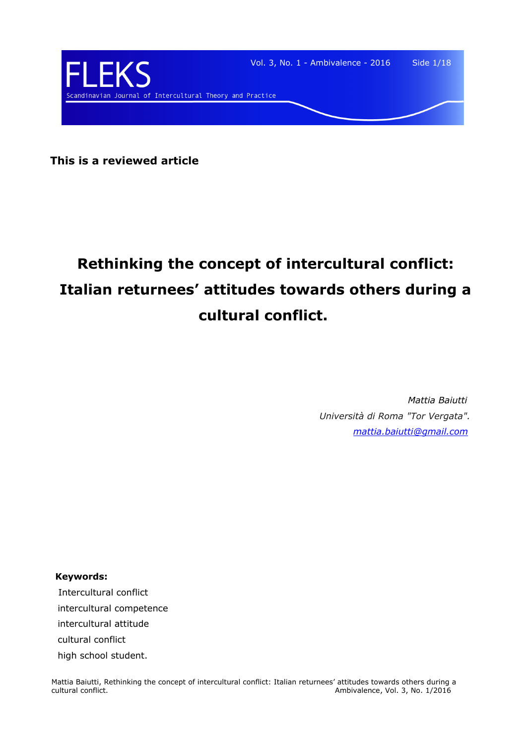**This is a reviewed article**

# Rethinking the concept of intercultural conflict: Italian returnees' attitudes towards others during a cultural conflict.

*Mattia Baiutti*
*Università di Roma "Tor Vergata".*
*mattia.baiutti@gmail.com*

**Keywords:**

Intercultural conflict
intercultural competence
intercultural attitude
cultural conflict
high school student.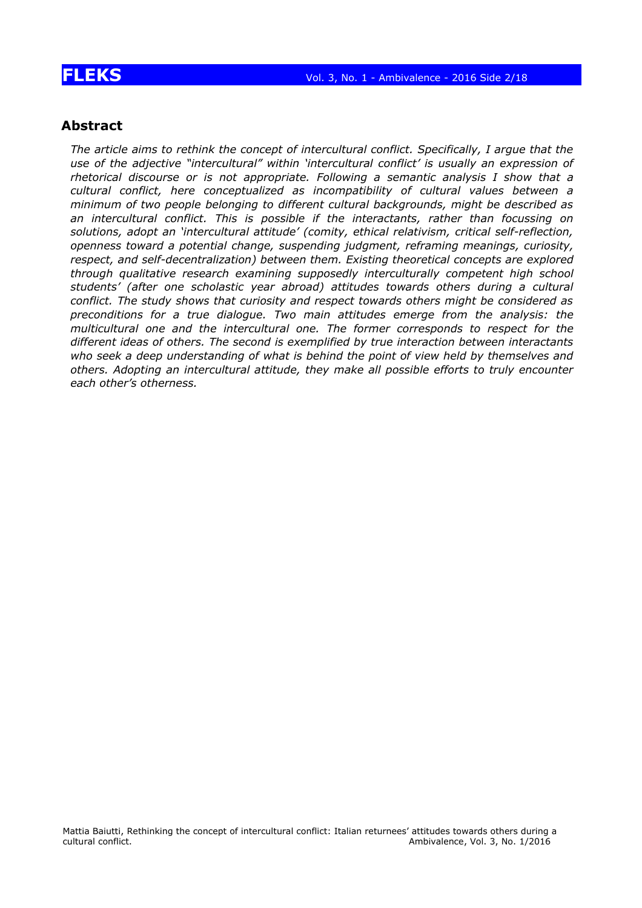## Abstract

*The article aims to rethink the concept of intercultural conflict. Specifically, I argue that the use of the adjective "intercultural" within 'intercultural conflict' is usually an expression of rhetorical discourse or is not appropriate. Following a semantic analysis I show that a cultural conflict, here conceptualized as incompatibility of cultural values between a minimum of two people belonging to different cultural backgrounds, might be described as an intercultural conflict. This is possible if the interactants, rather than focussing on solutions, adopt an 'intercultural attitude' (comity, ethical relativism, critical self-reflection, openness toward a potential change, suspending judgment, reframing meanings, curiosity, respect, and self-decentralization) between them. Existing theoretical concepts are explored through qualitative research examining supposedly interculturally competent high school students' (after one scholastic year abroad) attitudes towards others during a cultural conflict. The study shows that curiosity and respect towards others might be considered as preconditions for a true dialogue. Two main attitudes emerge from the analysis: the multicultural one and the intercultural one. The former corresponds to respect for the different ideas of others. The second is exemplified by true interaction between interactants who seek a deep understanding of what is behind the point of view held by themselves and others. Adopting an intercultural attitude, they make all possible efforts to truly encounter each other's otherness.*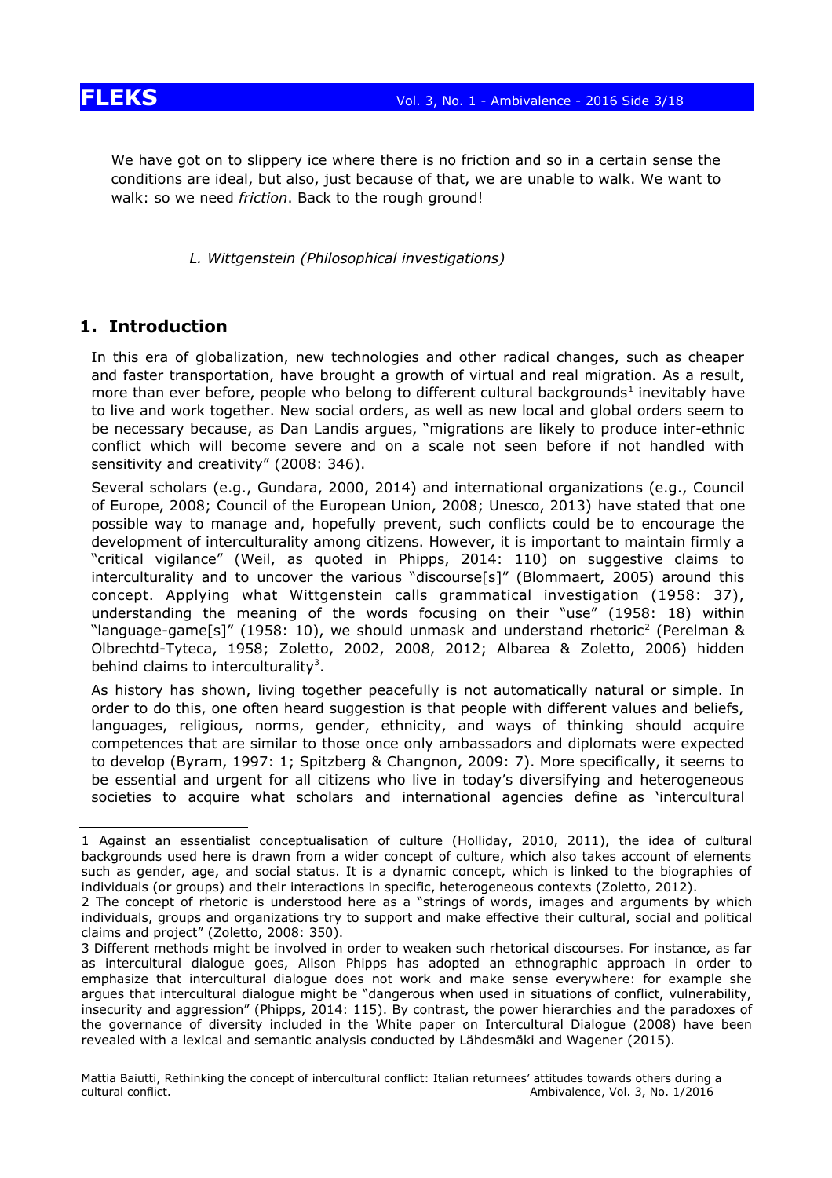> We have got on to slippery ice where there is no friction and so in a certain sense the conditions are ideal, but also, just because of that, we are unable to walk. We want to walk: so we need *friction*. Back to the rough ground!
>
> *L. Wittgenstein (Philosophical investigations)*

## 1. Introduction

In this era of globalization, new technologies and other radical changes, such as cheaper and faster transportation, have brought a growth of virtual and real migration. As a result, more than ever before, people who belong to different cultural backgrounds[1] inevitably have to live and work together. New social orders, as well as new local and global orders seem to be necessary because, as Dan Landis argues, "migrations are likely to produce inter-ethnic conflict which will become severe and on a scale not seen before if not handled with sensitivity and creativity" (2008: 346).

Several scholars (e.g., Gundara, 2000, 2014) and international organizations (e.g., Council of Europe, 2008; Council of the European Union, 2008; Unesco, 2013) have stated that one possible way to manage and, hopefully prevent, such conflicts could be to encourage the development of interculturality among citizens. However, it is important to maintain firmly a "critical vigilance" (Weil, as quoted in Phipps, 2014: 110) on suggestive claims to interculturality and to uncover the various "discourse[s]" (Blommaert, 2005) around this concept. Applying what Wittgenstein calls grammatical investigation (1958: 37), understanding the meaning of the words focusing on their "use" (1958: 18) within "language-game[s]" (1958: 10), we should unmask and understand rhetoric[2] (Perelman & Olbrechtd-Tyteca, 1958; Zoletto, 2002, 2008, 2012; Albarea & Zoletto, 2006) hidden behind claims to interculturality[3].

As history has shown, living together peacefully is not automatically natural or simple. In order to do this, one often heard suggestion is that people with different values and beliefs, languages, religious, norms, gender, ethnicity, and ways of thinking should acquire competences that are similar to those once only ambassadors and diplomats were expected to develop (Byram, 1997: 1; Spitzberg & Changnon, 2009: 7). More specifically, it seems to be essential and urgent for all citizens who live in today's diversifying and heterogeneous societies to acquire what scholars and international agencies define as 'intercultural

---

1 Against an essentialist conceptualisation of culture (Holliday, 2010, 2011), the idea of cultural backgrounds used here is drawn from a wider concept of culture, which also takes account of elements such as gender, age, and social status. It is a dynamic concept, which is linked to the biographies of individuals (or groups) and their interactions in specific, heterogeneous contexts (Zoletto, 2012).

2 The concept of rhetoric is understood here as a "strings of words, images and arguments by which individuals, groups and organizations try to support and make effective their cultural, social and political claims and project" (Zoletto, 2008: 350).

3 Different methods might be involved in order to weaken such rhetorical discourses. For instance, as far as intercultural dialogue goes, Alison Phipps has adopted an ethnographic approach in order to emphasize that intercultural dialogue does not work and make sense everywhere: for example she argues that intercultural dialogue might be "dangerous when used in situations of conflict, vulnerability, insecurity and aggression" (Phipps, 2014: 115). By contrast, the power hierarchies and the paradoxes of the governance of diversity included in the White paper on Intercultural Dialogue (2008) have been revealed with a lexical and semantic analysis conducted by Lähdesmäki and Wagener (2015).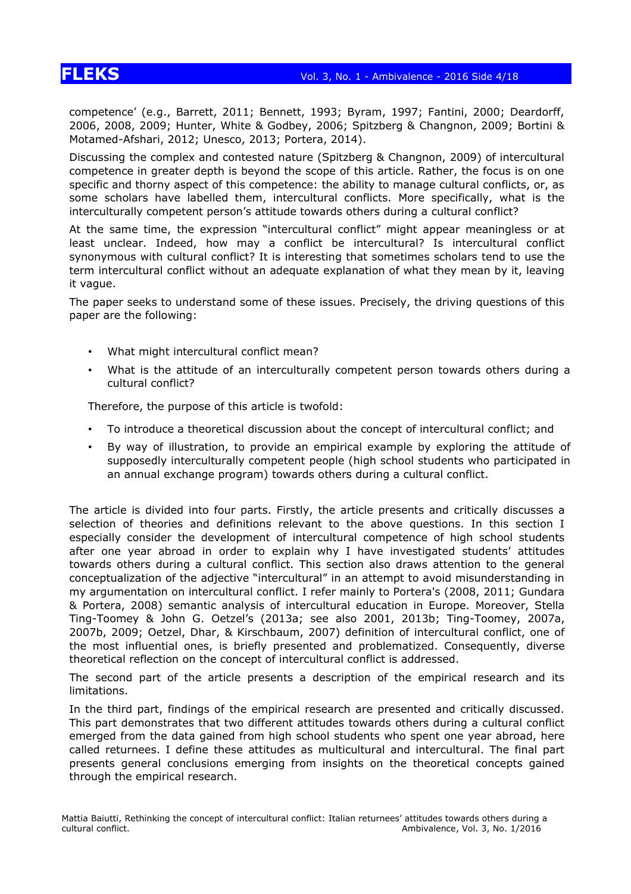competence' (e.g., Barrett, 2011; Bennett, 1993; Byram, 1997; Fantini, 2000; Deardorff, 2006, 2008, 2009; Hunter, White & Godbey, 2006; Spitzberg & Changnon, 2009; Bortini & Motamed-Afshari, 2012; Unesco, 2013; Portera, 2014).

Discussing the complex and contested nature (Spitzberg & Changnon, 2009) of intercultural competence in greater depth is beyond the scope of this article. Rather, the focus is on one specific and thorny aspect of this competence: the ability to manage cultural conflicts, or, as some scholars have labelled them, intercultural conflicts. More specifically, what is the interculturally competent person's attitude towards others during a cultural conflict?

At the same time, the expression "intercultural conflict" might appear meaningless or at least unclear. Indeed, how may a conflict be intercultural? Is intercultural conflict synonymous with cultural conflict? It is interesting that sometimes scholars tend to use the term intercultural conflict without an adequate explanation of what they mean by it, leaving it vague.

The paper seeks to understand some of these issues. Precisely, the driving questions of this paper are the following:

- What might intercultural conflict mean?
- What is the attitude of an interculturally competent person towards others during a cultural conflict?

Therefore, the purpose of this article is twofold:

- To introduce a theoretical discussion about the concept of intercultural conflict; and
- By way of illustration, to provide an empirical example by exploring the attitude of supposedly interculturally competent people (high school students who participated in an annual exchange program) towards others during a cultural conflict.

The article is divided into four parts. Firstly, the article presents and critically discusses a selection of theories and definitions relevant to the above questions. In this section I especially consider the development of intercultural competence of high school students after one year abroad in order to explain why I have investigated students' attitudes towards others during a cultural conflict. This section also draws attention to the general conceptualization of the adjective "intercultural" in an attempt to avoid misunderstanding in my argumentation on intercultural conflict. I refer mainly to Portera's (2008, 2011; Gundara & Portera, 2008) semantic analysis of intercultural education in Europe. Moreover, Stella Ting-Toomey & John G. Oetzel's (2013a; see also 2001, 2013b; Ting-Toomey, 2007a, 2007b, 2009; Oetzel, Dhar, & Kirschbaum, 2007) definition of intercultural conflict, one of the most influential ones, is briefly presented and problematized. Consequently, diverse theoretical reflection on the concept of intercultural conflict is addressed.

The second part of the article presents a description of the empirical research and its limitations.

In the third part, findings of the empirical research are presented and critically discussed. This part demonstrates that two different attitudes towards others during a cultural conflict emerged from the data gained from high school students who spent one year abroad, here called returnees. I define these attitudes as multicultural and intercultural. The final part presents general conclusions emerging from insights on the theoretical concepts gained through the empirical research.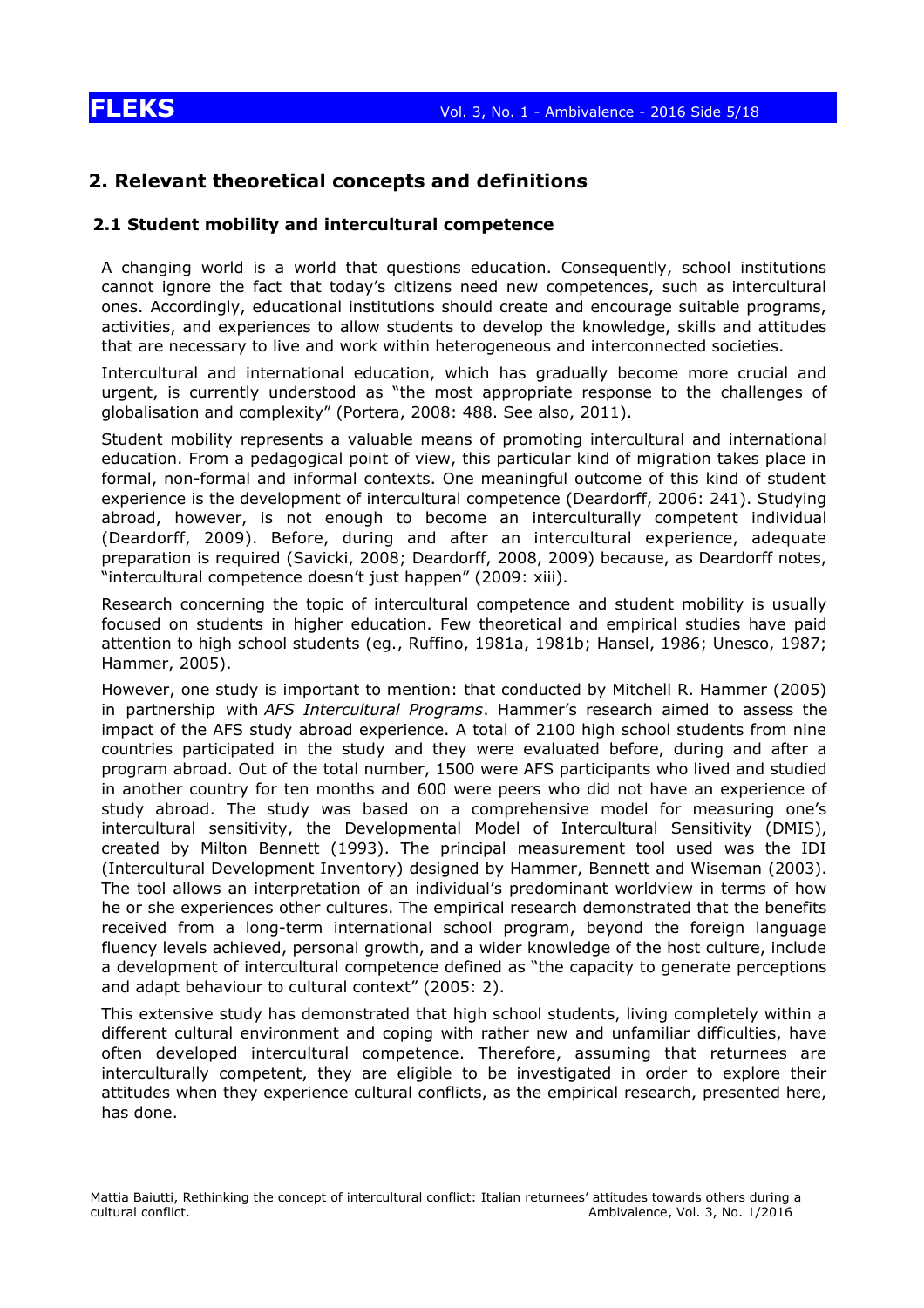## 2. Relevant theoretical concepts and definitions

### 2.1 Student mobility and intercultural competence

A changing world is a world that questions education. Consequently, school institutions cannot ignore the fact that today's citizens need new competences, such as intercultural ones. Accordingly, educational institutions should create and encourage suitable programs, activities, and experiences to allow students to develop the knowledge, skills and attitudes that are necessary to live and work within heterogeneous and interconnected societies.

Intercultural and international education, which has gradually become more crucial and urgent, is currently understood as "the most appropriate response to the challenges of globalisation and complexity" (Portera, 2008: 488. See also, 2011).

Student mobility represents a valuable means of promoting intercultural and international education. From a pedagogical point of view, this particular kind of migration takes place in formal, non-formal and informal contexts. One meaningful outcome of this kind of student experience is the development of intercultural competence (Deardorff, 2006: 241). Studying abroad, however, is not enough to become an interculturally competent individual (Deardorff, 2009). Before, during and after an intercultural experience, adequate preparation is required (Savicki, 2008; Deardorff, 2008, 2009) because, as Deardorff notes, "intercultural competence doesn't just happen" (2009: xiii).

Research concerning the topic of intercultural competence and student mobility is usually focused on students in higher education. Few theoretical and empirical studies have paid attention to high school students (eg., Ruffino, 1981a, 1981b; Hansel, 1986; Unesco, 1987; Hammer, 2005).

However, one study is important to mention: that conducted by Mitchell R. Hammer (2005) in partnership with *AFS Intercultural Programs*. Hammer's research aimed to assess the impact of the AFS study abroad experience. A total of 2100 high school students from nine countries participated in the study and they were evaluated before, during and after a program abroad. Out of the total number, 1500 were AFS participants who lived and studied in another country for ten months and 600 were peers who did not have an experience of study abroad. The study was based on a comprehensive model for measuring one's intercultural sensitivity, the Developmental Model of Intercultural Sensitivity (DMIS), created by Milton Bennett (1993). The principal measurement tool used was the IDI (Intercultural Development Inventory) designed by Hammer, Bennett and Wiseman (2003). The tool allows an interpretation of an individual's predominant worldview in terms of how he or she experiences other cultures. The empirical research demonstrated that the benefits received from a long-term international school program, beyond the foreign language fluency levels achieved, personal growth, and a wider knowledge of the host culture, include a development of intercultural competence defined as "the capacity to generate perceptions and adapt behaviour to cultural context" (2005: 2).

This extensive study has demonstrated that high school students, living completely within a different cultural environment and coping with rather new and unfamiliar difficulties, have often developed intercultural competence. Therefore, assuming that returnees are interculturally competent, they are eligible to be investigated in order to explore their attitudes when they experience cultural conflicts, as the empirical research, presented here, has done.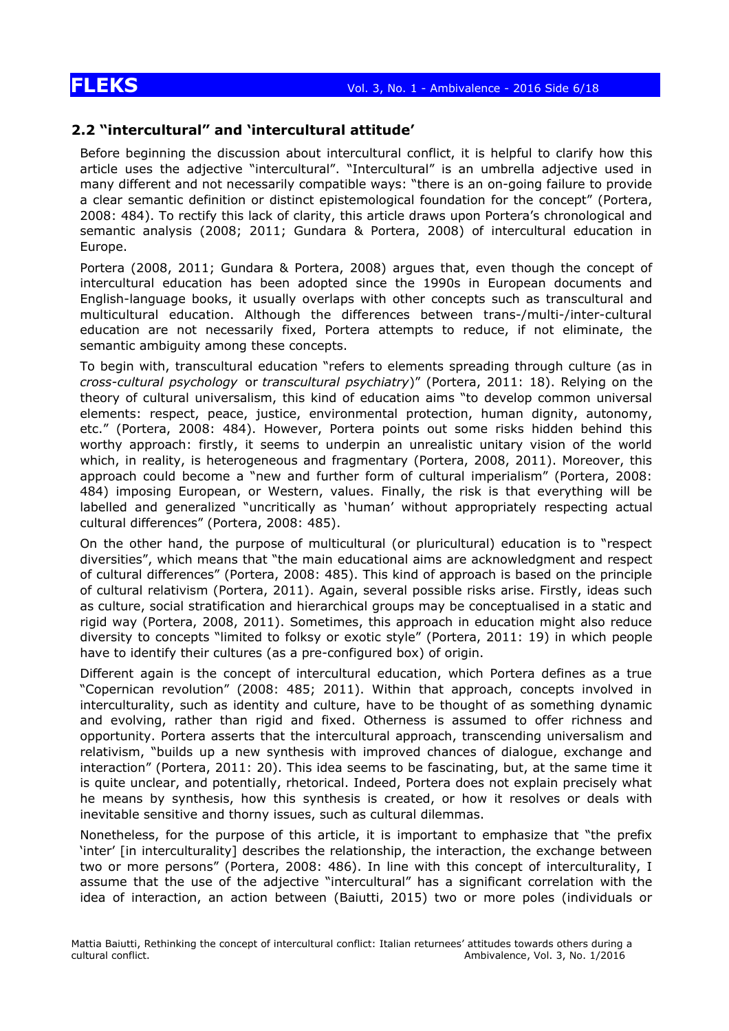### 2.2 "intercultural" and 'intercultural attitude'

Before beginning the discussion about intercultural conflict, it is helpful to clarify how this article uses the adjective "intercultural". "Intercultural" is an umbrella adjective used in many different and not necessarily compatible ways: "there is an on-going failure to provide a clear semantic definition or distinct epistemological foundation for the concept" (Portera, 2008: 484). To rectify this lack of clarity, this article draws upon Portera's chronological and semantic analysis (2008; 2011; Gundara & Portera, 2008) of intercultural education in Europe.

Portera (2008, 2011; Gundara & Portera, 2008) argues that, even though the concept of intercultural education has been adopted since the 1990s in European documents and English-language books, it usually overlaps with other concepts such as transcultural and multicultural education. Although the differences between trans-/multi-/inter-cultural education are not necessarily fixed, Portera attempts to reduce, if not eliminate, the semantic ambiguity among these concepts.

To begin with, transcultural education "refers to elements spreading through culture (as in *cross-cultural psychology* or *transcultural psychiatry*)" (Portera, 2011: 18). Relying on the theory of cultural universalism, this kind of education aims "to develop common universal elements: respect, peace, justice, environmental protection, human dignity, autonomy, etc." (Portera, 2008: 484). However, Portera points out some risks hidden behind this worthy approach: firstly, it seems to underpin an unrealistic unitary vision of the world which, in reality, is heterogeneous and fragmentary (Portera, 2008, 2011). Moreover, this approach could become a "new and further form of cultural imperialism" (Portera, 2008: 484) imposing European, or Western, values. Finally, the risk is that everything will be labelled and generalized "uncritically as 'human' without appropriately respecting actual cultural differences" (Portera, 2008: 485).

On the other hand, the purpose of multicultural (or pluricultural) education is to "respect diversities", which means that "the main educational aims are acknowledgment and respect of cultural differences" (Portera, 2008: 485). This kind of approach is based on the principle of cultural relativism (Portera, 2011). Again, several possible risks arise. Firstly, ideas such as culture, social stratification and hierarchical groups may be conceptualised in a static and rigid way (Portera, 2008, 2011). Sometimes, this approach in education might also reduce diversity to concepts "limited to folksy or exotic style" (Portera, 2011: 19) in which people have to identify their cultures (as a pre-configured box) of origin.

Different again is the concept of intercultural education, which Portera defines as a true "Copernican revolution" (2008: 485; 2011). Within that approach, concepts involved in interculturality, such as identity and culture, have to be thought of as something dynamic and evolving, rather than rigid and fixed. Otherness is assumed to offer richness and opportunity. Portera asserts that the intercultural approach, transcending universalism and relativism, "builds up a new synthesis with improved chances of dialogue, exchange and interaction" (Portera, 2011: 20). This idea seems to be fascinating, but, at the same time it is quite unclear, and potentially, rhetorical. Indeed, Portera does not explain precisely what he means by synthesis, how this synthesis is created, or how it resolves or deals with inevitable sensitive and thorny issues, such as cultural dilemmas.

Nonetheless, for the purpose of this article, it is important to emphasize that "the prefix 'inter' [in interculturality] describes the relationship, the interaction, the exchange between two or more persons" (Portera, 2008: 486). In line with this concept of interculturality, I assume that the use of the adjective "intercultural" has a significant correlation with the idea of interaction, an action between (Baiutti, 2015) two or more poles (individuals or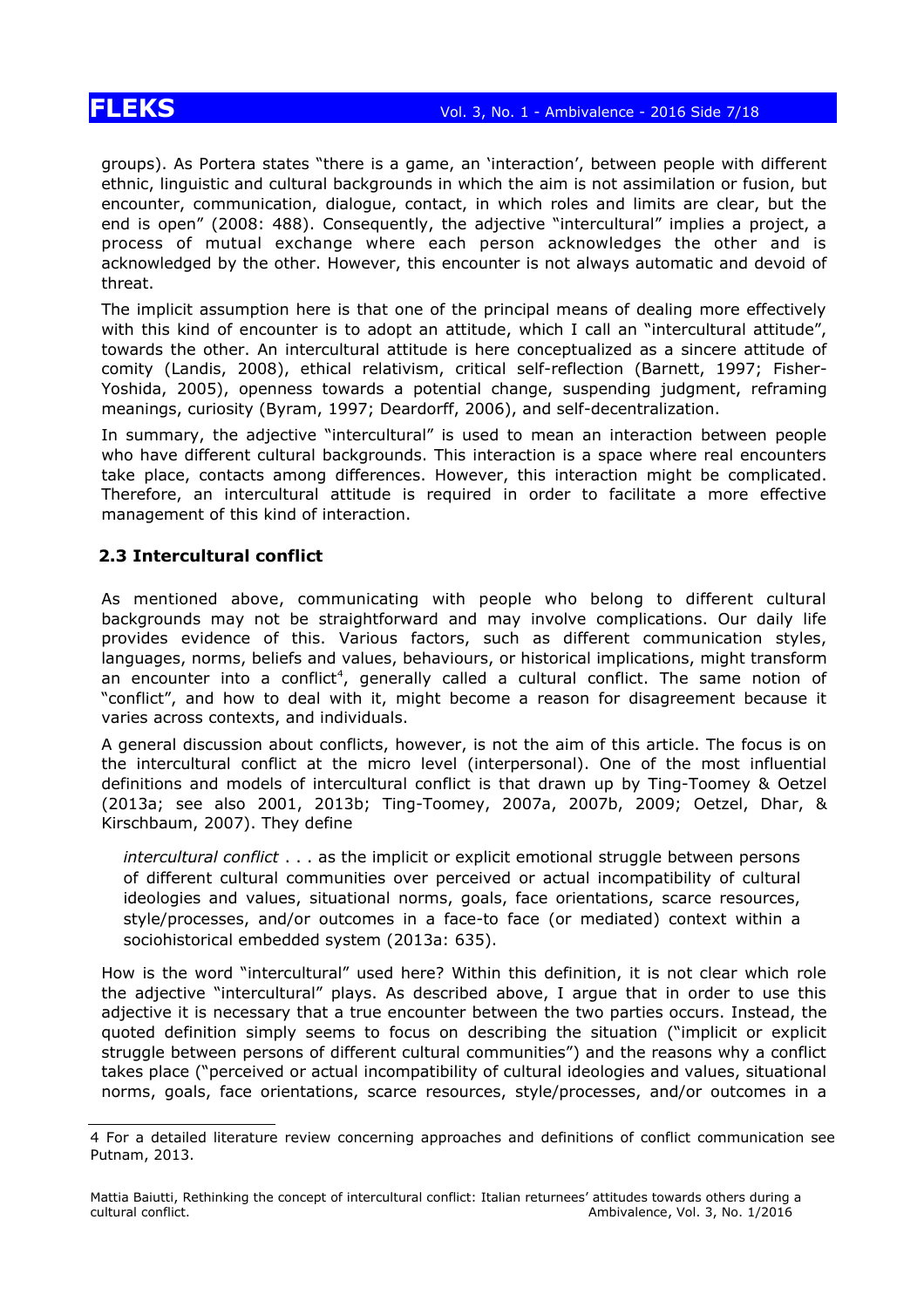groups). As Portera states "there is a game, an 'interaction', between people with different ethnic, linguistic and cultural backgrounds in which the aim is not assimilation or fusion, but encounter, communication, dialogue, contact, in which roles and limits are clear, but the end is open" (2008: 488). Consequently, the adjective "intercultural" implies a project, a process of mutual exchange where each person acknowledges the other and is acknowledged by the other. However, this encounter is not always automatic and devoid of threat.

The implicit assumption here is that one of the principal means of dealing more effectively with this kind of encounter is to adopt an attitude, which I call an "intercultural attitude", towards the other. An intercultural attitude is here conceptualized as a sincere attitude of comity (Landis, 2008), ethical relativism, critical self-reflection (Barnett, 1997; Fisher-Yoshida, 2005), openness towards a potential change, suspending judgment, reframing meanings, curiosity (Byram, 1997; Deardorff, 2006), and self-decentralization.

In summary, the adjective "intercultural" is used to mean an interaction between people who have different cultural backgrounds. This interaction is a space where real encounters take place, contacts among differences. However, this interaction might be complicated. Therefore, an intercultural attitude is required in order to facilitate a more effective management of this kind of interaction.

### 2.3 Intercultural conflict

As mentioned above, communicating with people who belong to different cultural backgrounds may not be straightforward and may involve complications. Our daily life provides evidence of this. Various factors, such as different communication styles, languages, norms, beliefs and values, behaviours, or historical implications, might transform an encounter into a conflict[4], generally called a cultural conflict. The same notion of "conflict", and how to deal with it, might become a reason for disagreement because it varies across contexts, and individuals.

A general discussion about conflicts, however, is not the aim of this article. The focus is on the intercultural conflict at the micro level (interpersonal). One of the most influential definitions and models of intercultural conflict is that drawn up by Ting-Toomey & Oetzel (2013a; see also 2001, 2013b; Ting-Toomey, 2007a, 2007b, 2009; Oetzel, Dhar, & Kirschbaum, 2007). They define

> *intercultural conflict* . . . as the implicit or explicit emotional struggle between persons of different cultural communities over perceived or actual incompatibility of cultural ideologies and values, situational norms, goals, face orientations, scarce resources, style/processes, and/or outcomes in a face-to face (or mediated) context within a sociohistorical embedded system (2013a: 635).

How is the word "intercultural" used here? Within this definition, it is not clear which role the adjective "intercultural" plays. As described above, I argue that in order to use this adjective it is necessary that a true encounter between the two parties occurs. Instead, the quoted definition simply seems to focus on describing the situation ("implicit or explicit struggle between persons of different cultural communities") and the reasons why a conflict takes place ("perceived or actual incompatibility of cultural ideologies and values, situational norms, goals, face orientations, scarce resources, style/processes, and/or outcomes in a

---

4 For a detailed literature review concerning approaches and definitions of conflict communication see Putnam, 2013.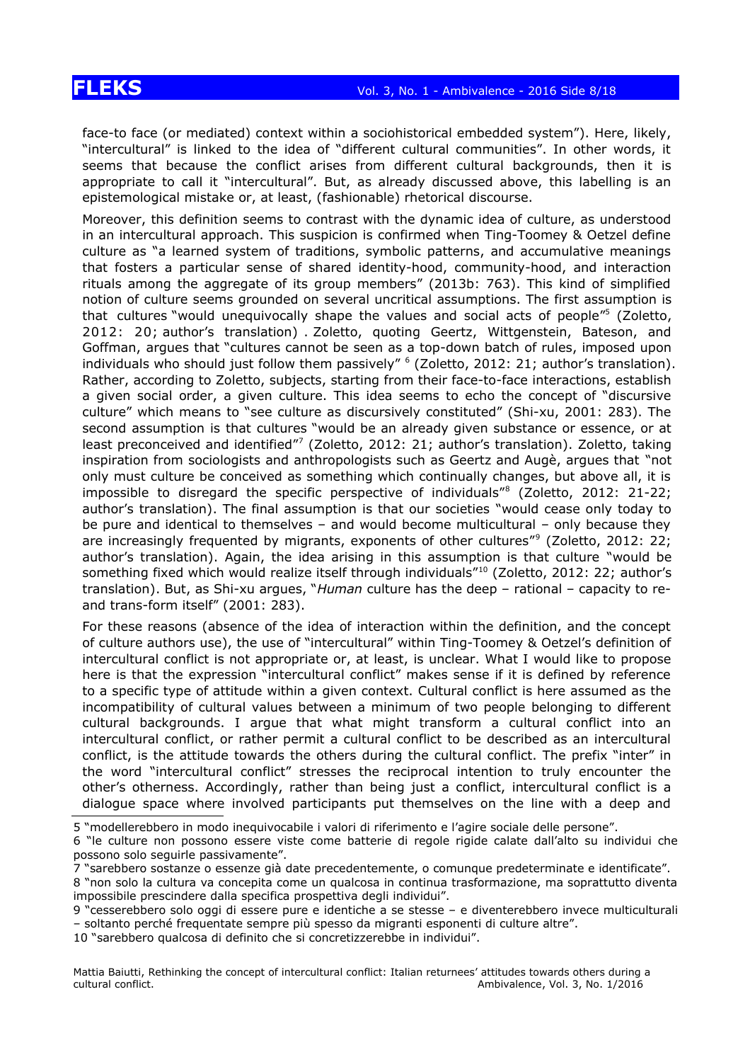face-to face (or mediated) context within a sociohistorical embedded system"). Here, likely, "intercultural" is linked to the idea of "different cultural communities". In other words, it seems that because the conflict arises from different cultural backgrounds, then it is appropriate to call it "intercultural". But, as already discussed above, this labelling is an epistemological mistake or, at least, (fashionable) rhetorical discourse.

Moreover, this definition seems to contrast with the dynamic idea of culture, as understood in an intercultural approach. This suspicion is confirmed when Ting-Toomey & Oetzel define culture as "a learned system of traditions, symbolic patterns, and accumulative meanings that fosters a particular sense of shared identity-hood, community-hood, and interaction rituals among the aggregate of its group members" (2013b: 763). This kind of simplified notion of culture seems grounded on several uncritical assumptions. The first assumption is that cultures "would unequivocally shape the values and social acts of people"[5] (Zoletto, 2012: 20; author's translation) . Zoletto, quoting Geertz, Wittgenstein, Bateson, and Goffman, argues that "cultures cannot be seen as a top-down batch of rules, imposed upon individuals who should just follow them passively" [6] (Zoletto, 2012: 21; author's translation). Rather, according to Zoletto, subjects, starting from their face-to-face interactions, establish a given social order, a given culture. This idea seems to echo the concept of "discursive culture" which means to "see culture as discursively constituted" (Shi-xu, 2001: 283). The second assumption is that cultures "would be an already given substance or essence, or at least preconceived and identified"[7] (Zoletto, 2012: 21; author's translation). Zoletto, taking inspiration from sociologists and anthropologists such as Geertz and Augè, argues that "not only must culture be conceived as something which continually changes, but above all, it is impossible to disregard the specific perspective of individuals"[8] (Zoletto, 2012: 21-22; author's translation). The final assumption is that our societies "would cease only today to be pure and identical to themselves – and would become multicultural – only because they are increasingly frequented by migrants, exponents of other cultures"[9] (Zoletto, 2012: 22; author's translation). Again, the idea arising in this assumption is that culture "would be something fixed which would realize itself through individuals"[10] (Zoletto, 2012: 22; author's translation). But, as Shi-xu argues, "*Human* culture has the deep – rational – capacity to re- and trans-form itself" (2001: 283).

For these reasons (absence of the idea of interaction within the definition, and the concept of culture authors use), the use of "intercultural" within Ting-Toomey & Oetzel's definition of intercultural conflict is not appropriate or, at least, is unclear. What I would like to propose here is that the expression "intercultural conflict" makes sense if it is defined by reference to a specific type of attitude within a given context. Cultural conflict is here assumed as the incompatibility of cultural values between a minimum of two people belonging to different cultural backgrounds. I argue that what might transform a cultural conflict into an intercultural conflict, or rather permit a cultural conflict to be described as an intercultural conflict, is the attitude towards the others during the cultural conflict. The prefix "inter" in the word "intercultural conflict" stresses the reciprocal intention to truly encounter the other's otherness. Accordingly, rather than being just a conflict, intercultural conflict is a dialogue space where involved participants put themselves on the line with a deep and

5 "modellerebbero in modo inequivocabile i valori di riferimento e l'agire sociale delle persone".

6 "le culture non possono essere viste come batterie di regole rigide calate dall'alto su individui che possono solo seguirle passivamente".

7 "sarebbero sostanze o essenze già date precedentemente, o comunque predeterminate e identificate".

8 "non solo la cultura va concepita come un qualcosa in continua trasformazione, ma soprattutto diventa impossibile prescindere dalla specifica prospettiva degli individui".

9 "cesserebbero solo oggi di essere pure e identiche a se stesse – e diventerebbero invece multiculturali – soltanto perché frequentate sempre più spesso da migranti esponenti di culture altre".

10 "sarebbero qualcosa di definito che si concretizzerebbe in individui".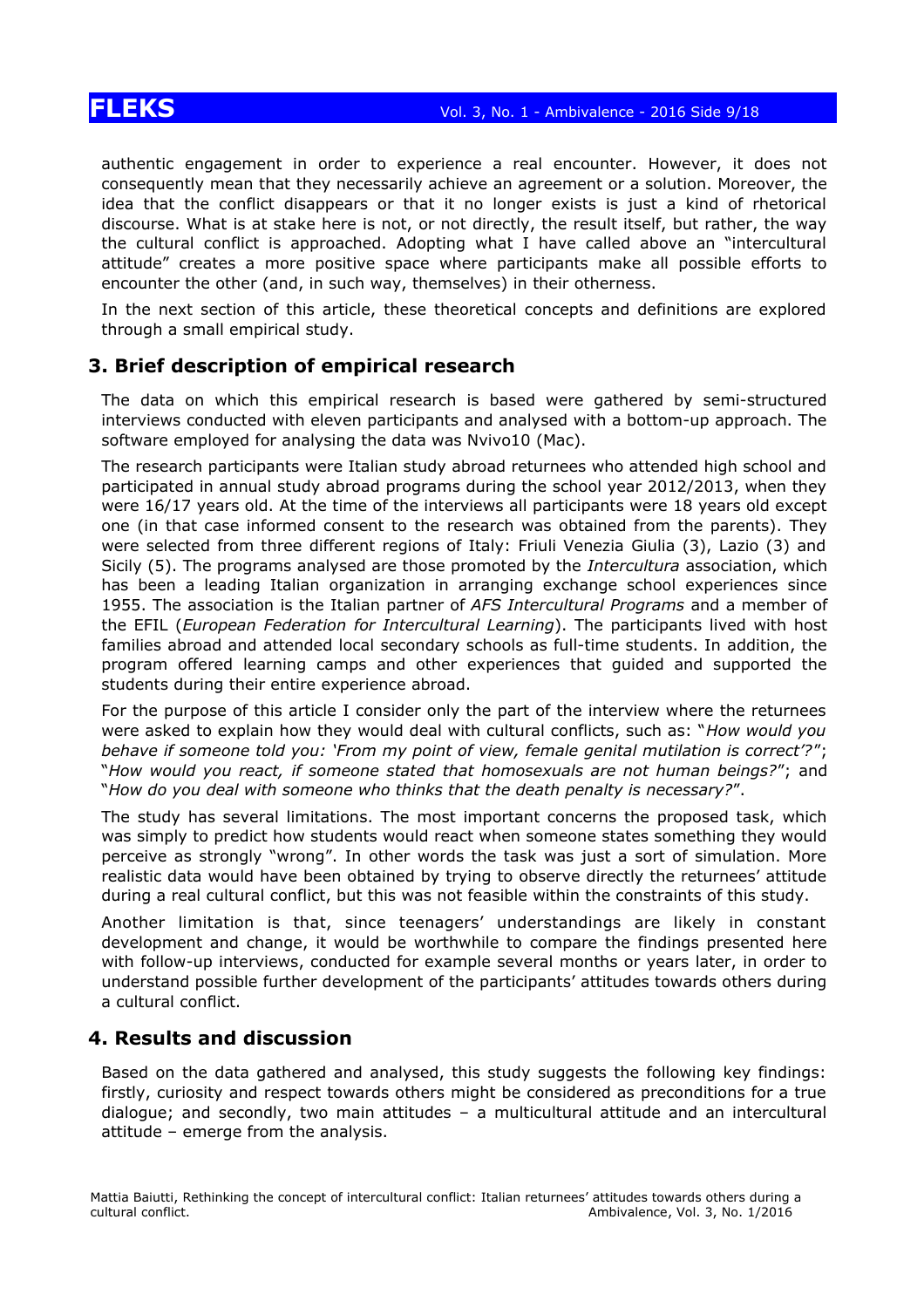authentic engagement in order to experience a real encounter. However, it does not consequently mean that they necessarily achieve an agreement or a solution. Moreover, the idea that the conflict disappears or that it no longer exists is just a kind of rhetorical discourse. What is at stake here is not, or not directly, the result itself, but rather, the way the cultural conflict is approached. Adopting what I have called above an "intercultural attitude" creates a more positive space where participants make all possible efforts to encounter the other (and, in such way, themselves) in their otherness.

In the next section of this article, these theoretical concepts and definitions are explored through a small empirical study.

## 3. Brief description of empirical research

The data on which this empirical research is based were gathered by semi-structured interviews conducted with eleven participants and analysed with a bottom-up approach. The software employed for analysing the data was Nvivo10 (Mac).

The research participants were Italian study abroad returnees who attended high school and participated in annual study abroad programs during the school year 2012/2013, when they were 16/17 years old. At the time of the interviews all participants were 18 years old except one (in that case informed consent to the research was obtained from the parents). They were selected from three different regions of Italy: Friuli Venezia Giulia (3), Lazio (3) and Sicily (5). The programs analysed are those promoted by the *Intercultura* association, which has been a leading Italian organization in arranging exchange school experiences since 1955. The association is the Italian partner of *AFS Intercultural Programs* and a member of the EFIL (*European Federation for Intercultural Learning*). The participants lived with host families abroad and attended local secondary schools as full-time students. In addition, the program offered learning camps and other experiences that guided and supported the students during their entire experience abroad.

For the purpose of this article I consider only the part of the interview where the returnees were asked to explain how they would deal with cultural conflicts, such as: "*How would you behave if someone told you: 'From my point of view, female genital mutilation is correct'?*"; "*How would you react, if someone stated that homosexuals are not human beings?*"; and "*How do you deal with someone who thinks that the death penalty is necessary?*".

The study has several limitations. The most important concerns the proposed task, which was simply to predict how students would react when someone states something they would perceive as strongly "wrong". In other words the task was just a sort of simulation. More realistic data would have been obtained by trying to observe directly the returnees' attitude during a real cultural conflict, but this was not feasible within the constraints of this study.

Another limitation is that, since teenagers' understandings are likely in constant development and change, it would be worthwhile to compare the findings presented here with follow-up interviews, conducted for example several months or years later, in order to understand possible further development of the participants' attitudes towards others during a cultural conflict.

## 4. Results and discussion

Based on the data gathered and analysed, this study suggests the following key findings: firstly, curiosity and respect towards others might be considered as preconditions for a true dialogue; and secondly, two main attitudes – a multicultural attitude and an intercultural attitude – emerge from the analysis.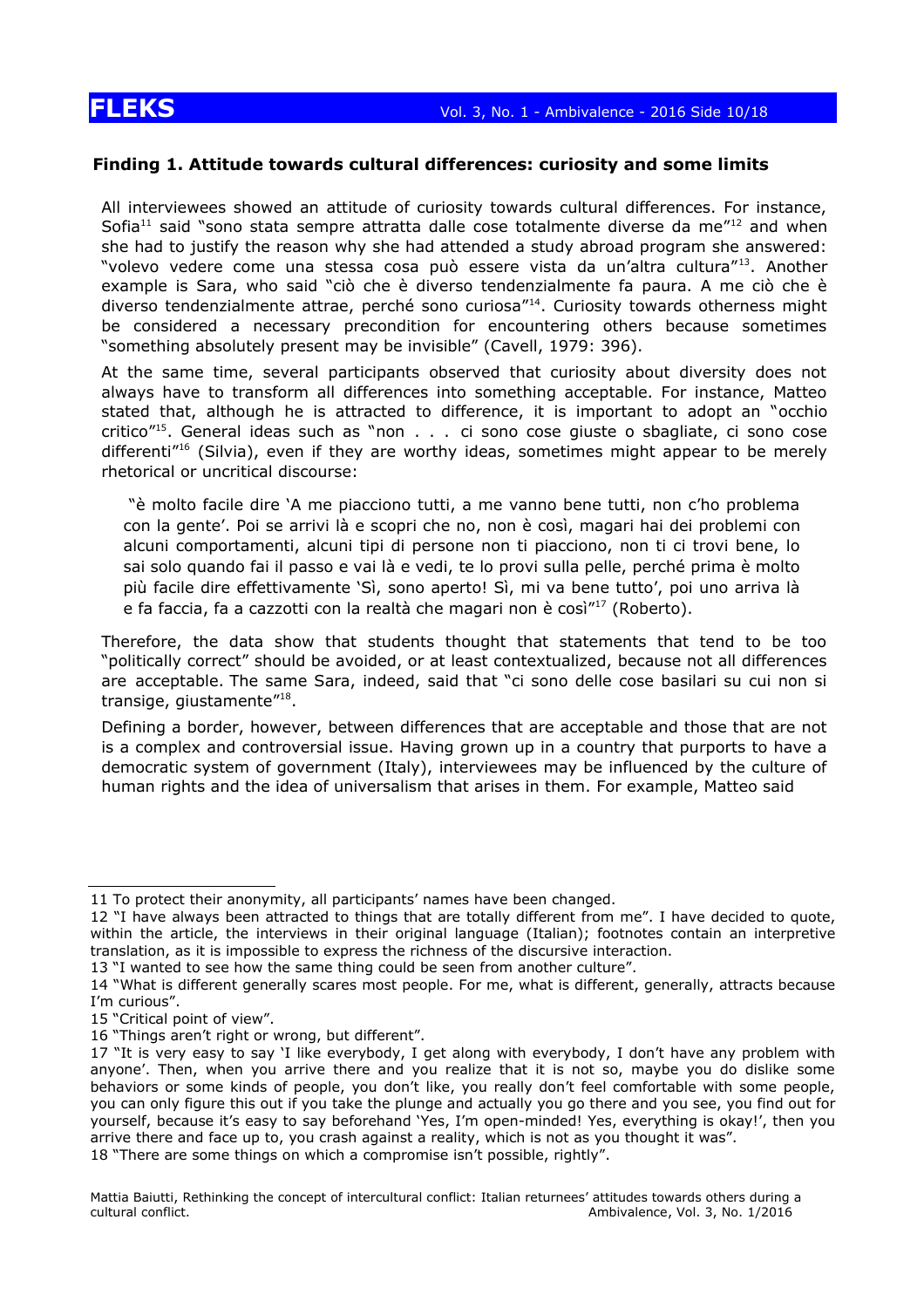### Finding 1. Attitude towards cultural differences: curiosity and some limits

All interviewees showed an attitude of curiosity towards cultural differences. For instance, Sofia[11] said "sono stata sempre attratta dalle cose totalmente diverse da me"[12] and when she had to justify the reason why she had attended a study abroad program she answered: "volevo vedere come una stessa cosa può essere vista da un'altra cultura"[13]. Another example is Sara, who said "ciò che è diverso tendenzialmente fa paura. A me ciò che è diverso tendenzialmente attrae, perché sono curiosa"[14]. Curiosity towards otherness might be considered a necessary precondition for encountering others because sometimes "something absolutely present may be invisible" (Cavell, 1979: 396).

At the same time, several participants observed that curiosity about diversity does not always have to transform all differences into something acceptable. For instance, Matteo stated that, although he is attracted to difference, it is important to adopt an "occhio critico"[15]. General ideas such as "non . . . ci sono cose giuste o sbagliate, ci sono cose differenti"[16] (Silvia), even if they are worthy ideas, sometimes might appear to be merely rhetorical or uncritical discourse:

> "è molto facile dire 'A me piacciono tutti, a me vanno bene tutti, non c'ho problema con la gente'. Poi se arrivi là e scopri che no, non è così, magari hai dei problemi con alcuni comportamenti, alcuni tipi di persone non ti piacciono, non ti ci trovi bene, lo sai solo quando fai il passo e vai là e vedi, te lo provi sulla pelle, perché prima è molto più facile dire effettivamente 'Sì, sono aperto! Sì, mi va bene tutto', poi uno arriva là e fa faccia, fa a cazzotti con la realtà che magari non è così"[17] (Roberto).

Therefore, the data show that students thought that statements that tend to be too "politically correct" should be avoided, or at least contextualized, because not all differences are acceptable. The same Sara, indeed, said that "ci sono delle cose basilari su cui non si transige, giustamente"[18].

Defining a border, however, between differences that are acceptable and those that are not is a complex and controversial issue. Having grown up in a country that purports to have a democratic system of government (Italy), interviewees may be influenced by the culture of human rights and the idea of universalism that arises in them. For example, Matteo said

---

11 To protect their anonymity, all participants' names have been changed.

12 "I have always been attracted to things that are totally different from me". I have decided to quote, within the article, the interviews in their original language (Italian); footnotes contain an interpretive translation, as it is impossible to express the richness of the discursive interaction.

13 "I wanted to see how the same thing could be seen from another culture".

14 "What is different generally scares most people. For me, what is different, generally, attracts because I'm curious".

15 "Critical point of view".

16 "Things aren't right or wrong, but different".

17 "It is very easy to say 'I like everybody, I get along with everybody, I don't have any problem with anyone'. Then, when you arrive there and you realize that it is not so, maybe you do dislike some behaviors or some kinds of people, you don't like, you really don't feel comfortable with some people, you can only figure this out if you take the plunge and actually you go there and you see, you find out for yourself, because it's easy to say beforehand 'Yes, I'm open-minded! Yes, everything is okay!', then you arrive there and face up to, you crash against a reality, which is not as you thought it was".

18 "There are some things on which a compromise isn't possible, rightly".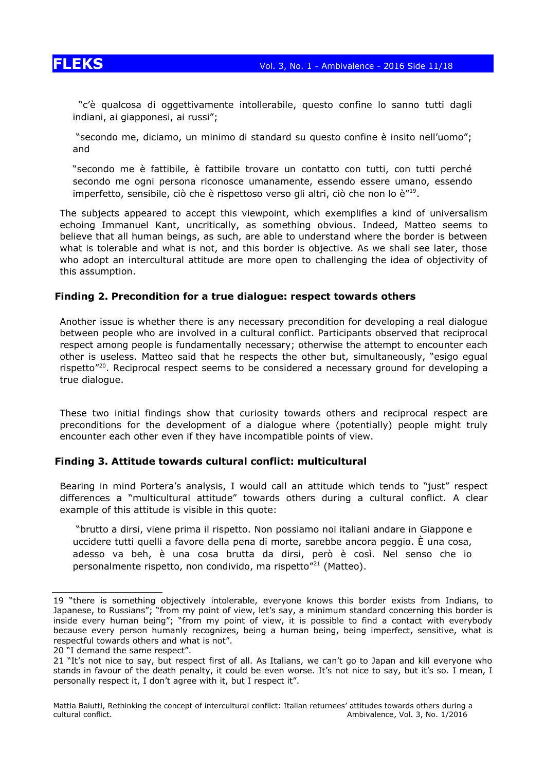"c'è qualcosa di oggettivamente intollerabile, questo confine lo sanno tutti dagli indiani, ai giapponesi, ai russi";

"secondo me, diciamo, un minimo di standard su questo confine è insito nell'uomo"; and

"secondo me è fattibile, è fattibile trovare un contatto con tutti, con tutti perché secondo me ogni persona riconosce umanamente, essendo essere umano, essendo imperfetto, sensibile, ciò che è rispettoso verso gli altri, ciò che non lo è"[19].

The subjects appeared to accept this viewpoint, which exemplifies a kind of universalism echoing Immanuel Kant, uncritically, as something obvious. Indeed, Matteo seems to believe that all human beings, as such, are able to understand where the border is between what is tolerable and what is not, and this border is objective. As we shall see later, those who adopt an intercultural attitude are more open to challenging the idea of objectivity of this assumption.

### Finding 2. Precondition for a true dialogue: respect towards others

Another issue is whether there is any necessary precondition for developing a real dialogue between people who are involved in a cultural conflict. Participants observed that reciprocal respect among people is fundamentally necessary; otherwise the attempt to encounter each other is useless. Matteo said that he respects the other but, simultaneously, "esigo egual rispetto"[20]. Reciprocal respect seems to be considered a necessary ground for developing a true dialogue.

These two initial findings show that curiosity towards others and reciprocal respect are preconditions for the development of a dialogue where (potentially) people might truly encounter each other even if they have incompatible points of view.

### Finding 3. Attitude towards cultural conflict: multicultural

Bearing in mind Portera's analysis, I would call an attitude which tends to "just" respect differences a "multicultural attitude" towards others during a cultural conflict. A clear example of this attitude is visible in this quote:

"brutto a dirsi, viene prima il rispetto. Non possiamo noi italiani andare in Giappone e uccidere tutti quelli a favore della pena di morte, sarebbe ancora peggio. È una cosa, adesso va beh, è una cosa brutta da dirsi, però è così. Nel senso che io personalmente rispetto, non condivido, ma rispetto"[21] (Matteo).

---

19 "there is something objectively intolerable, everyone knows this border exists from Indians, to Japanese, to Russians"; "from my point of view, let's say, a minimum standard concerning this border is inside every human being"; "from my point of view, it is possible to find a contact with everybody because every person humanly recognizes, being a human being, being imperfect, sensitive, what is respectful towards others and what is not".

20 "I demand the same respect".

21 "It's not nice to say, but respect first of all. As Italians, we can't go to Japan and kill everyone who stands in favour of the death penalty, it could be even worse. It's not nice to say, but it's so. I mean, I personally respect it, I don't agree with it, but I respect it".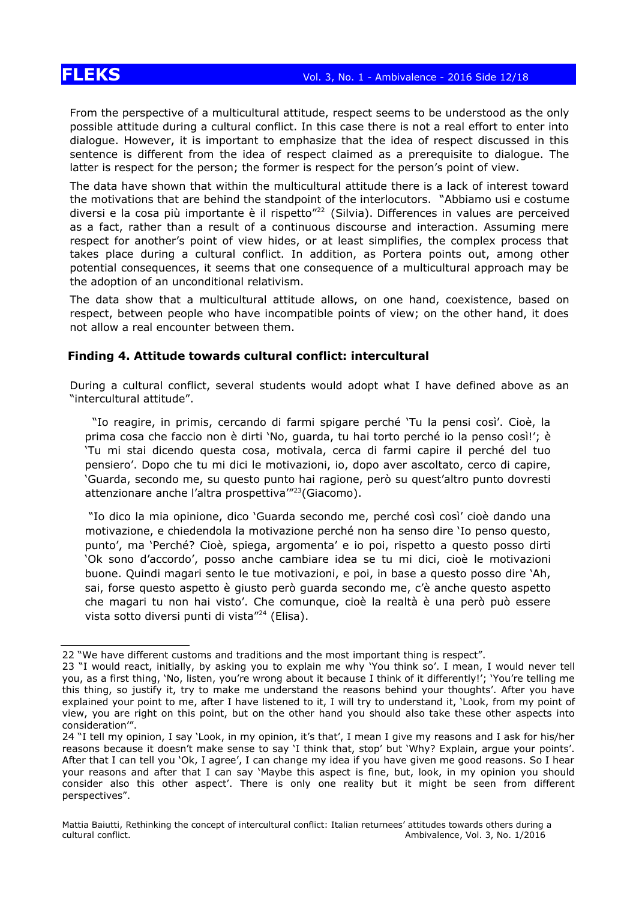From the perspective of a multicultural attitude, respect seems to be understood as the only possible attitude during a cultural conflict. In this case there is not a real effort to enter into dialogue. However, it is important to emphasize that the idea of respect discussed in this sentence is different from the idea of respect claimed as a prerequisite to dialogue. The latter is respect for the person; the former is respect for the person's point of view.

The data have shown that within the multicultural attitude there is a lack of interest toward the motivations that are behind the standpoint of the interlocutors. "Abbiamo usi e costume diversi e la cosa più importante è il rispetto"[22] (Silvia). Differences in values are perceived as a fact, rather than a result of a continuous discourse and interaction. Assuming mere respect for another's point of view hides, or at least simplifies, the complex process that takes place during a cultural conflict. In addition, as Portera points out, among other potential consequences, it seems that one consequence of a multicultural approach may be the adoption of an unconditional relativism.

The data show that a multicultural attitude allows, on one hand, coexistence, based on respect, between people who have incompatible points of view; on the other hand, it does not allow a real encounter between them.

### Finding 4. Attitude towards cultural conflict: intercultural

During a cultural conflict, several students would adopt what I have defined above as an "intercultural attitude".

> "Io reagire, in primis, cercando di farmi spigare perché 'Tu la pensi così'. Cioè, la prima cosa che faccio non è dirti 'No, guarda, tu hai torto perché io la penso così!'; è 'Tu mi stai dicendo questa cosa, motivala, cerca di farmi capire il perché del tuo pensiero'. Dopo che tu mi dici le motivazioni, io, dopo aver ascoltato, cerco di capire, 'Guarda, secondo me, su questo punto hai ragione, però su quest'altro punto dovresti attenzionare anche l'altra prospettiva'"[23] (Giacomo).

> "Io dico la mia opinione, dico 'Guarda secondo me, perché così così' cioè dando una motivazione, e chiedendola la motivazione perché non ha senso dire 'Io penso questo, punto', ma 'Perché? Cioè, spiega, argomenta' e io poi, rispetto a questo posso dirti 'Ok sono d'accordo', posso anche cambiare idea se tu mi dici, cioè le motivazioni buone. Quindi magari sento le tue motivazioni, e poi, in base a questo posso dire 'Ah, sai, forse questo aspetto è giusto però guarda secondo me, c'è anche questo aspetto che magari tu non hai visto'. Che comunque, cioè la realtà è una però può essere vista sotto diversi punti di vista"[24] (Elisa).

---

22 "We have different customs and traditions and the most important thing is respect".

23 "I would react, initially, by asking you to explain me why 'You think so'. I mean, I would never tell you, as a first thing, 'No, listen, you're wrong about it because I think of it differently!'; 'You're telling me this thing, so justify it, try to make me understand the reasons behind your thoughts'. After you have explained your point to me, after I have listened to it, I will try to understand it, 'Look, from my point of view, you are right on this point, but on the other hand you should also take these other aspects into consideration'".

24 "I tell my opinion, I say 'Look, in my opinion, it's that', I mean I give my reasons and I ask for his/her reasons because it doesn't make sense to say 'I think that, stop' but 'Why? Explain, argue your points'. After that I can tell you 'Ok, I agree', I can change my idea if you have given me good reasons. So I hear your reasons and after that I can say 'Maybe this aspect is fine, but, look, in my opinion you should consider also this other aspect'. There is only one reality but it might be seen from different perspectives".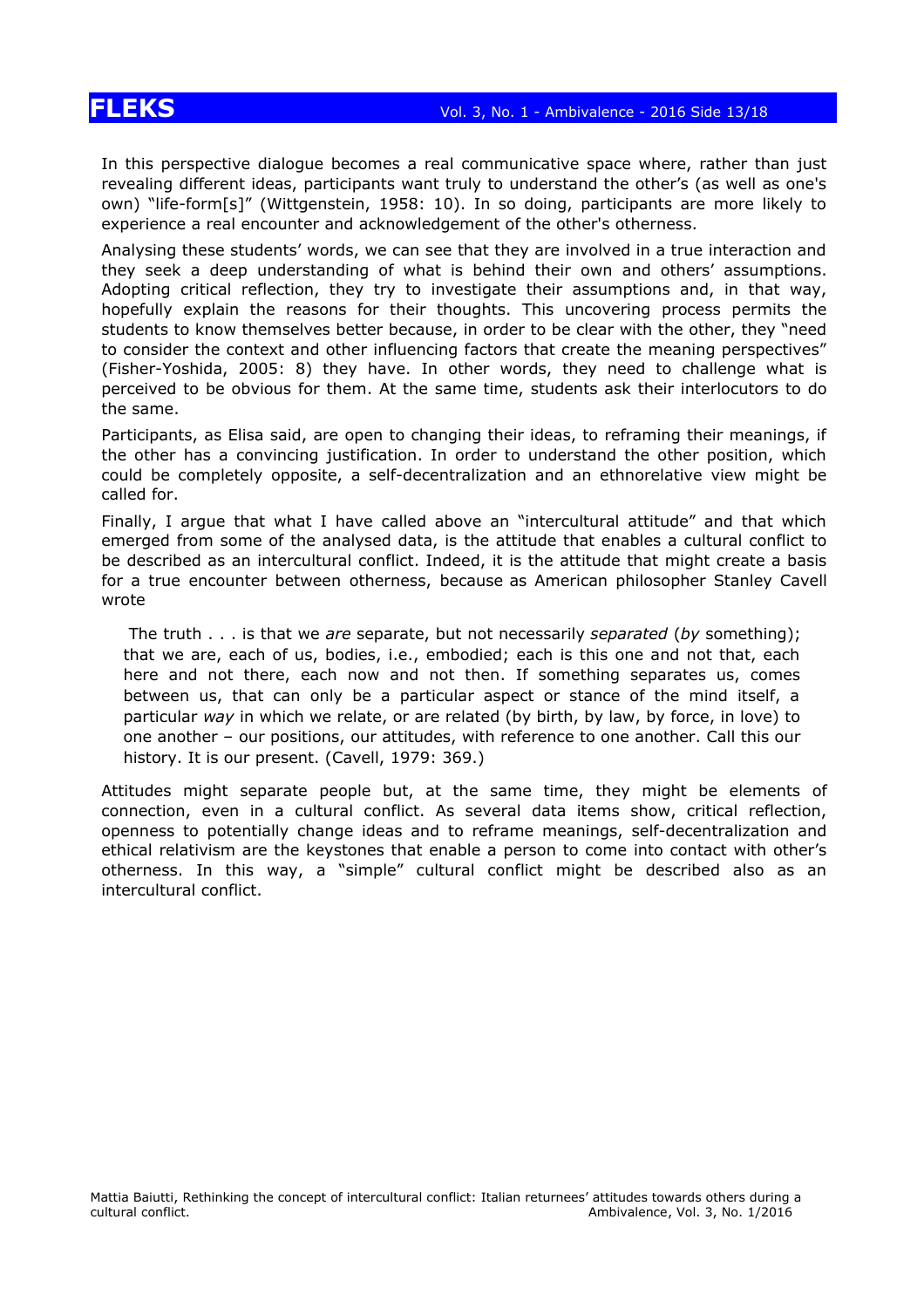In this perspective dialogue becomes a real communicative space where, rather than just revealing different ideas, participants want truly to understand the other's (as well as one's own) "life-form[s]" (Wittgenstein, 1958: 10). In so doing, participants are more likely to experience a real encounter and acknowledgement of the other's otherness.

Analysing these students' words, we can see that they are involved in a true interaction and they seek a deep understanding of what is behind their own and others' assumptions. Adopting critical reflection, they try to investigate their assumptions and, in that way, hopefully explain the reasons for their thoughts. This uncovering process permits the students to know themselves better because, in order to be clear with the other, they "need to consider the context and other influencing factors that create the meaning perspectives" (Fisher-Yoshida, 2005: 8) they have. In other words, they need to challenge what is perceived to be obvious for them. At the same time, students ask their interlocutors to do the same.

Participants, as Elisa said, are open to changing their ideas, to reframing their meanings, if the other has a convincing justification. In order to understand the other position, which could be completely opposite, a self-decentralization and an ethnorelative view might be called for.

Finally, I argue that what I have called above an "intercultural attitude" and that which emerged from some of the analysed data, is the attitude that enables a cultural conflict to be described as an intercultural conflict. Indeed, it is the attitude that might create a basis for a true encounter between otherness, because as American philosopher Stanley Cavell wrote

> The truth . . . is that we *are* separate, but not necessarily *separated* (*by* something); that we are, each of us, bodies, i.e., embodied; each is this one and not that, each here and not there, each now and not then. If something separates us, comes between us, that can only be a particular aspect or stance of the mind itself, a particular *way* in which we relate, or are related (by birth, by law, by force, in love) to one another – our positions, our attitudes, with reference to one another. Call this our history. It is our present. (Cavell, 1979: 369.)

Attitudes might separate people but, at the same time, they might be elements of connection, even in a cultural conflict. As several data items show, critical reflection, openness to potentially change ideas and to reframe meanings, self-decentralization and ethical relativism are the keystones that enable a person to come into contact with other's otherness. In this way, a "simple" cultural conflict might be described also as an intercultural conflict.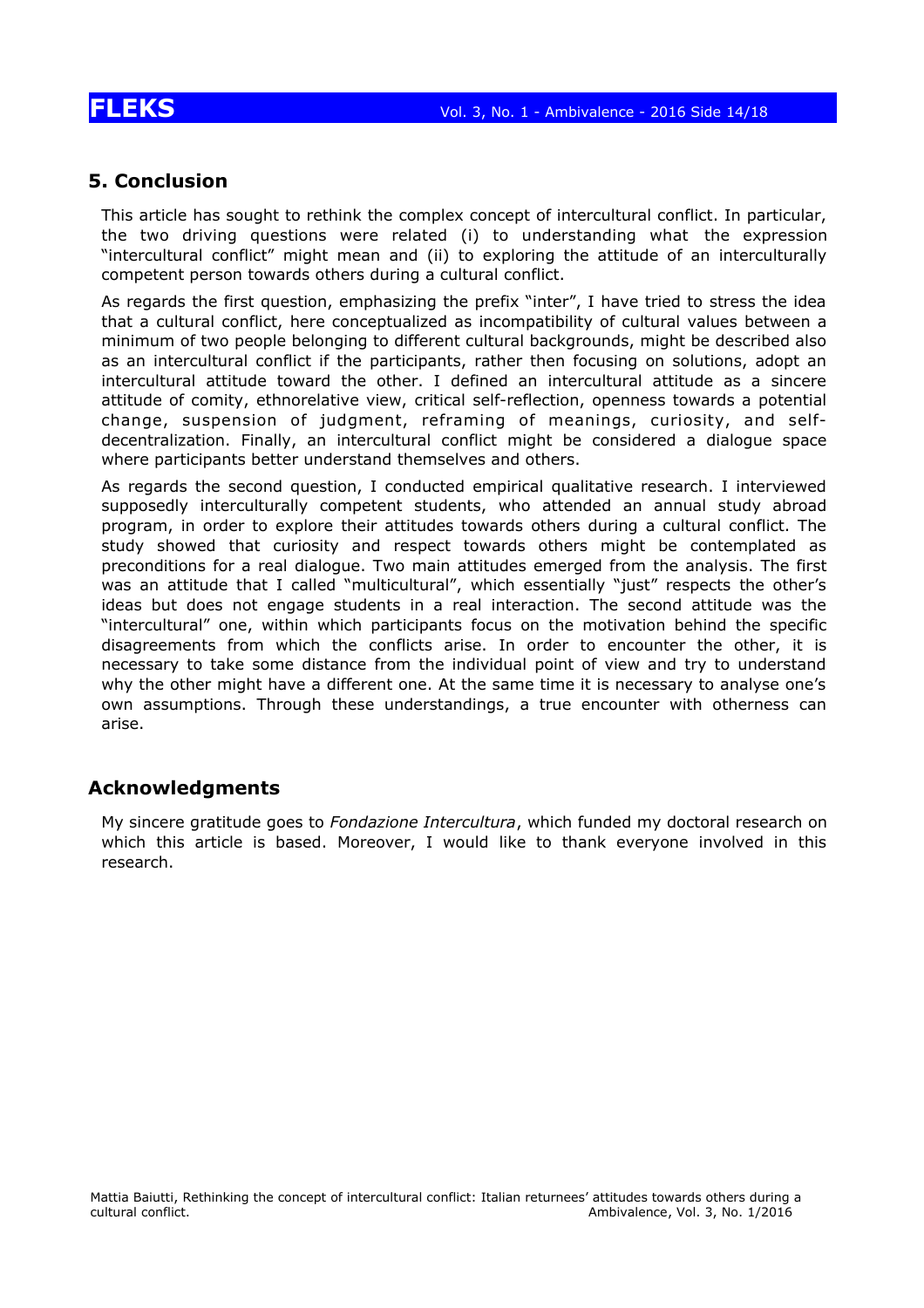## 5. Conclusion

This article has sought to rethink the complex concept of intercultural conflict. In particular, the two driving questions were related (i) to understanding what the expression "intercultural conflict" might mean and (ii) to exploring the attitude of an interculturally competent person towards others during a cultural conflict.

As regards the first question, emphasizing the prefix "inter", I have tried to stress the idea that a cultural conflict, here conceptualized as incompatibility of cultural values between a minimum of two people belonging to different cultural backgrounds, might be described also as an intercultural conflict if the participants, rather then focusing on solutions, adopt an intercultural attitude toward the other. I defined an intercultural attitude as a sincere attitude of comity, ethnorelative view, critical self-reflection, openness towards a potential change, suspension of judgment, reframing of meanings, curiosity, and self-decentralization. Finally, an intercultural conflict might be considered a dialogue space where participants better understand themselves and others.

As regards the second question, I conducted empirical qualitative research. I interviewed supposedly interculturally competent students, who attended an annual study abroad program, in order to explore their attitudes towards others during a cultural conflict. The study showed that curiosity and respect towards others might be contemplated as preconditions for a real dialogue. Two main attitudes emerged from the analysis. The first was an attitude that I called "multicultural", which essentially "just" respects the other's ideas but does not engage students in a real interaction. The second attitude was the "intercultural" one, within which participants focus on the motivation behind the specific disagreements from which the conflicts arise. In order to encounter the other, it is necessary to take some distance from the individual point of view and try to understand why the other might have a different one. At the same time it is necessary to analyse one's own assumptions. Through these understandings, a true encounter with otherness can arise.

## Acknowledgments

My sincere gratitude goes to *Fondazione Intercultura*, which funded my doctoral research on which this article is based. Moreover, I would like to thank everyone involved in this research.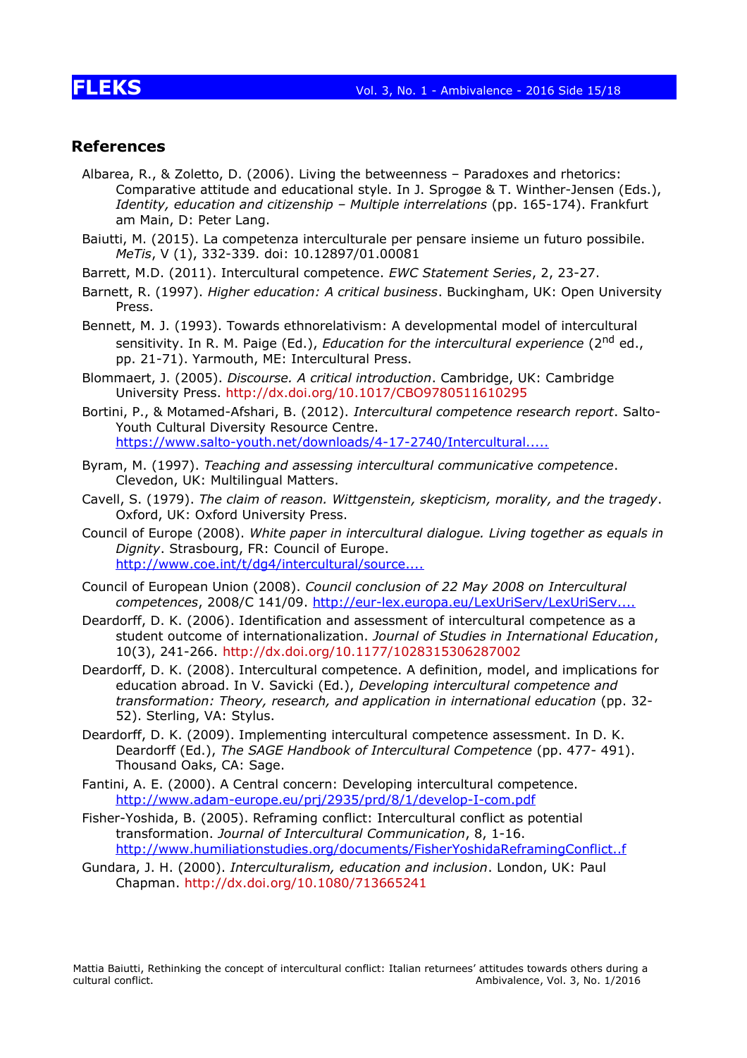## References

Albarea, R., & Zoletto, D. (2006). Living the betweenness – Paradoxes and rhetorics: Comparative attitude and educational style. In J. Sprogøe & T. Winther-Jensen (Eds.), *Identity, education and citizenship – Multiple interrelations* (pp. 165-174). Frankfurt am Main, D: Peter Lang.

Baiutti, M. (2015). La competenza interculturale per pensare insieme un futuro possibile. *MeTis*, V (1), 332-339. doi: 10.12897/01.00081

Barrett, M.D. (2011). Intercultural competence. *EWC Statement Series*, 2, 23-27.

Barnett, R. (1997). *Higher education: A critical business*. Buckingham, UK: Open University Press.

Bennett, M. J. (1993). Towards ethnorelativism: A developmental model of intercultural sensitivity. In R. M. Paige (Ed.), *Education for the intercultural experience* (2nd ed., pp. 21-71). Yarmouth, ME: Intercultural Press.

Blommaert, J. (2005). *Discourse. A critical introduction*. Cambridge, UK: Cambridge University Press. http://dx.doi.org/10.1017/CBO9780511610295

Bortini, P., & Motamed-Afshari, B. (2012). *Intercultural competence research report*. Salto-Youth Cultural Diversity Resource Centre. https://www.salto-youth.net/downloads/4-17-2740/Intercultural.....

Byram, M. (1997). *Teaching and assessing intercultural communicative competence*. Clevedon, UK: Multilingual Matters.

Cavell, S. (1979). *The claim of reason. Wittgenstein, skepticism, morality, and the tragedy*. Oxford, UK: Oxford University Press.

Council of Europe (2008). *White paper in intercultural dialogue. Living together as equals in Dignity*. Strasbourg, FR: Council of Europe. http://www.coe.int/t/dg4/intercultural/source....

Council of European Union (2008). *Council conclusion of 22 May 2008 on Intercultural competences*, 2008/C 141/09. http://eur-lex.europa.eu/LexUriServ/LexUriServ....

Deardorff, D. K. (2006). Identification and assessment of intercultural competence as a student outcome of internationalization. *Journal of Studies in International Education*, 10(3), 241-266. http://dx.doi.org/10.1177/1028315306287002

Deardorff, D. K. (2008). Intercultural competence. A definition, model, and implications for education abroad. In V. Savicki (Ed.), *Developing intercultural competence and transformation: Theory, research, and application in international education* (pp. 32-52). Sterling, VA: Stylus.

Deardorff, D. K. (2009). Implementing intercultural competence assessment. In D. K. Deardorff (Ed.), *The SAGE Handbook of Intercultural Competence* (pp. 477- 491). Thousand Oaks, CA: Sage.

Fantini, A. E. (2000). A Central concern: Developing intercultural competence. http://www.adam-europe.eu/prj/2935/prd/8/1/develop-I-com.pdf

Fisher-Yoshida, B. (2005). Reframing conflict: Intercultural conflict as potential transformation. *Journal of Intercultural Communication*, 8, 1-16. http://www.humiliationstudies.org/documents/FisherYoshidaReframingConflict..f

Gundara, J. H. (2000). *Interculturalism, education and inclusion*. London, UK: Paul Chapman. http://dx.doi.org/10.1080/713665241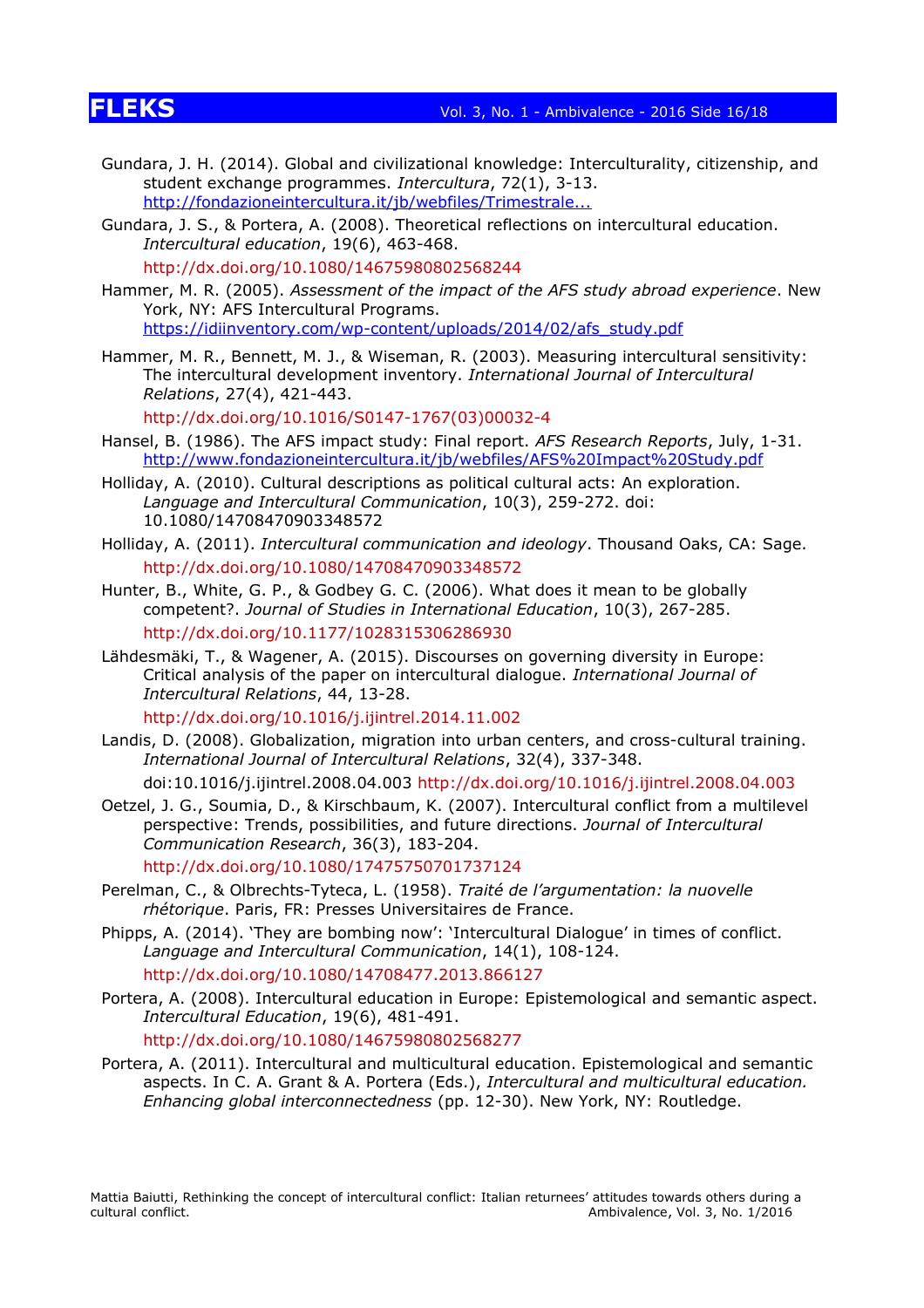Gundara, J. H. (2014). Global and civilizational knowledge: Interculturality, citizenship, and student exchange programmes. *Intercultura*, 72(1), 3-13. http://fondazioneintercultura.it/jb/webfiles/Trimestrale...

Gundara, J. S., & Portera, A. (2008). Theoretical reflections on intercultural education. *Intercultural education*, 19(6), 463-468.
http://dx.doi.org/10.1080/14675980802568244

Hammer, M. R. (2005). *Assessment of the impact of the AFS study abroad experience*. New York, NY: AFS Intercultural Programs.
https://idiinventory.com/wp-content/uploads/2014/02/afs_study.pdf

Hammer, M. R., Bennett, M. J., & Wiseman, R. (2003). Measuring intercultural sensitivity: The intercultural development inventory. *International Journal of Intercultural Relations*, 27(4), 421-443.
http://dx.doi.org/10.1016/S0147-1767(03)00032-4

Hansel, B. (1986). The AFS impact study: Final report. *AFS Research Reports*, July, 1-31.
http://www.fondazioneintercultura.it/jb/webfiles/AFS%20Impact%20Study.pdf

Holliday, A. (2010). Cultural descriptions as political cultural acts: An exploration. *Language and Intercultural Communication*, 10(3), 259-272. doi: 10.1080/14708470903348572

Holliday, A. (2011). *Intercultural communication and ideology*. Thousand Oaks, CA: Sage.
http://dx.doi.org/10.1080/14708470903348572

Hunter, B., White, G. P., & Godbey G. C. (2006). What does it mean to be globally competent?. *Journal of Studies in International Education*, 10(3), 267-285.
http://dx.doi.org/10.1177/1028315306286930

Lähdesmäki, T., & Wagener, A. (2015). Discourses on governing diversity in Europe: Critical analysis of the paper on intercultural dialogue. *International Journal of Intercultural Relations*, 44, 13-28.
http://dx.doi.org/10.1016/j.ijintrel.2014.11.002

Landis, D. (2008). Globalization, migration into urban centers, and cross-cultural training. *International Journal of Intercultural Relations*, 32(4), 337-348.
doi:10.1016/j.ijintrel.2008.04.003 http://dx.doi.org/10.1016/j.ijintrel.2008.04.003

Oetzel, J. G., Soumia, D., & Kirschbaum, K. (2007). Intercultural conflict from a multilevel perspective: Trends, possibilities, and future directions. *Journal of Intercultural Communication Research*, 36(3), 183-204.
http://dx.doi.org/10.1080/17475750701737124

Perelman, C., & Olbrechts-Tyteca, L. (1958). *Traité de l'argumentation: la nuovelle rhétorique*. Paris, FR: Presses Universitaires de France.

Phipps, A. (2014). 'They are bombing now': 'Intercultural Dialogue' in times of conflict. *Language and Intercultural Communication*, 14(1), 108-124.
http://dx.doi.org/10.1080/14708477.2013.866127

Portera, A. (2008). Intercultural education in Europe: Epistemological and semantic aspect. *Intercultural Education*, 19(6), 481-491.
http://dx.doi.org/10.1080/14675980802568277

Portera, A. (2011). Intercultural and multicultural education. Epistemological and semantic aspects. In C. A. Grant & A. Portera (Eds.), *Intercultural and multicultural education. Enhancing global interconnectedness* (pp. 12-30). New York, NY: Routledge.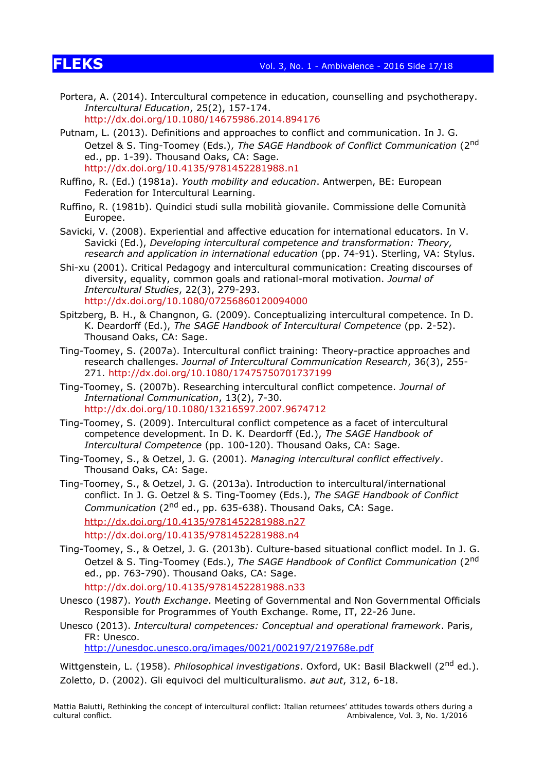Portera, A. (2014). Intercultural competence in education, counselling and psychotherapy. *Intercultural Education*, 25(2), 157-174. http://dx.doi.org/10.1080/14675986.2014.894176

Putnam, L. (2013). Definitions and approaches to conflict and communication. In J. G. Oetzel & S. Ting-Toomey (Eds.), *The SAGE Handbook of Conflict Communication* (2nd ed., pp. 1-39). Thousand Oaks, CA: Sage. http://dx.doi.org/10.4135/9781452281988.n1

Ruffino, R. (Ed.) (1981a). *Youth mobility and education*. Antwerpen, BE: European Federation for Intercultural Learning.

Ruffino, R. (1981b). Quindici studi sulla mobilità giovanile. Commissione delle Comunità Europee.

Savicki, V. (2008). Experiential and affective education for international educators. In V. Savicki (Ed.), *Developing intercultural competence and transformation: Theory, research and application in international education* (pp. 74-91). Sterling, VA: Stylus.

Shi-xu (2001). Critical Pedagogy and intercultural communication: Creating discourses of diversity, equality, common goals and rational-moral motivation. *Journal of Intercultural Studies*, 22(3), 279-293. http://dx.doi.org/10.1080/07256860120094000

Spitzberg, B. H., & Changnon, G. (2009). Conceptualizing intercultural competence. In D. K. Deardorff (Ed.), *The SAGE Handbook of Intercultural Competence* (pp. 2-52). Thousand Oaks, CA: Sage.

Ting-Toomey, S. (2007a). Intercultural conflict training: Theory-practice approaches and research challenges. *Journal of Intercultural Communication Research*, 36(3), 255-271. http://dx.doi.org/10.1080/17475750701737199

Ting-Toomey, S. (2007b). Researching intercultural conflict competence. *Journal of International Communication*, 13(2), 7-30. http://dx.doi.org/10.1080/13216597.2007.9674712

Ting-Toomey, S. (2009). Intercultural conflict competence as a facet of intercultural competence development. In D. K. Deardorff (Ed.), *The SAGE Handbook of Intercultural Competence* (pp. 100-120). Thousand Oaks, CA: Sage.

Ting-Toomey, S., & Oetzel, J. G. (2001). *Managing intercultural conflict effectively*. Thousand Oaks, CA: Sage.

Ting-Toomey, S., & Oetzel, J. G. (2013a). Introduction to intercultural/international conflict. In J. G. Oetzel & S. Ting-Toomey (Eds.), *The SAGE Handbook of Conflict Communication* (2nd ed., pp. 635-638). Thousand Oaks, CA: Sage. http://dx.doi.org/10.4135/9781452281988.n27 http://dx.doi.org/10.4135/9781452281988.n4

Ting-Toomey, S., & Oetzel, J. G. (2013b). Culture-based situational conflict model. In J. G. Oetzel & S. Ting-Toomey (Eds.), *The SAGE Handbook of Conflict Communication* (2nd ed., pp. 763-790). Thousand Oaks, CA: Sage. http://dx.doi.org/10.4135/9781452281988.n33

Unesco (1987). *Youth Exchange*. Meeting of Governmental and Non Governmental Officials Responsible for Programmes of Youth Exchange. Rome, IT, 22-26 June.

Unesco (2013). *Intercultural competences: Conceptual and operational framework*. Paris, FR: Unesco. http://unesdoc.unesco.org/images/0021/002197/219768e.pdf

Wittgenstein, L. (1958). *Philosophical investigations*. Oxford, UK: Basil Blackwell (2nd ed.).

Zoletto, D. (2002). Gli equivoci del multiculturalismo. *aut aut*, 312, 6-18.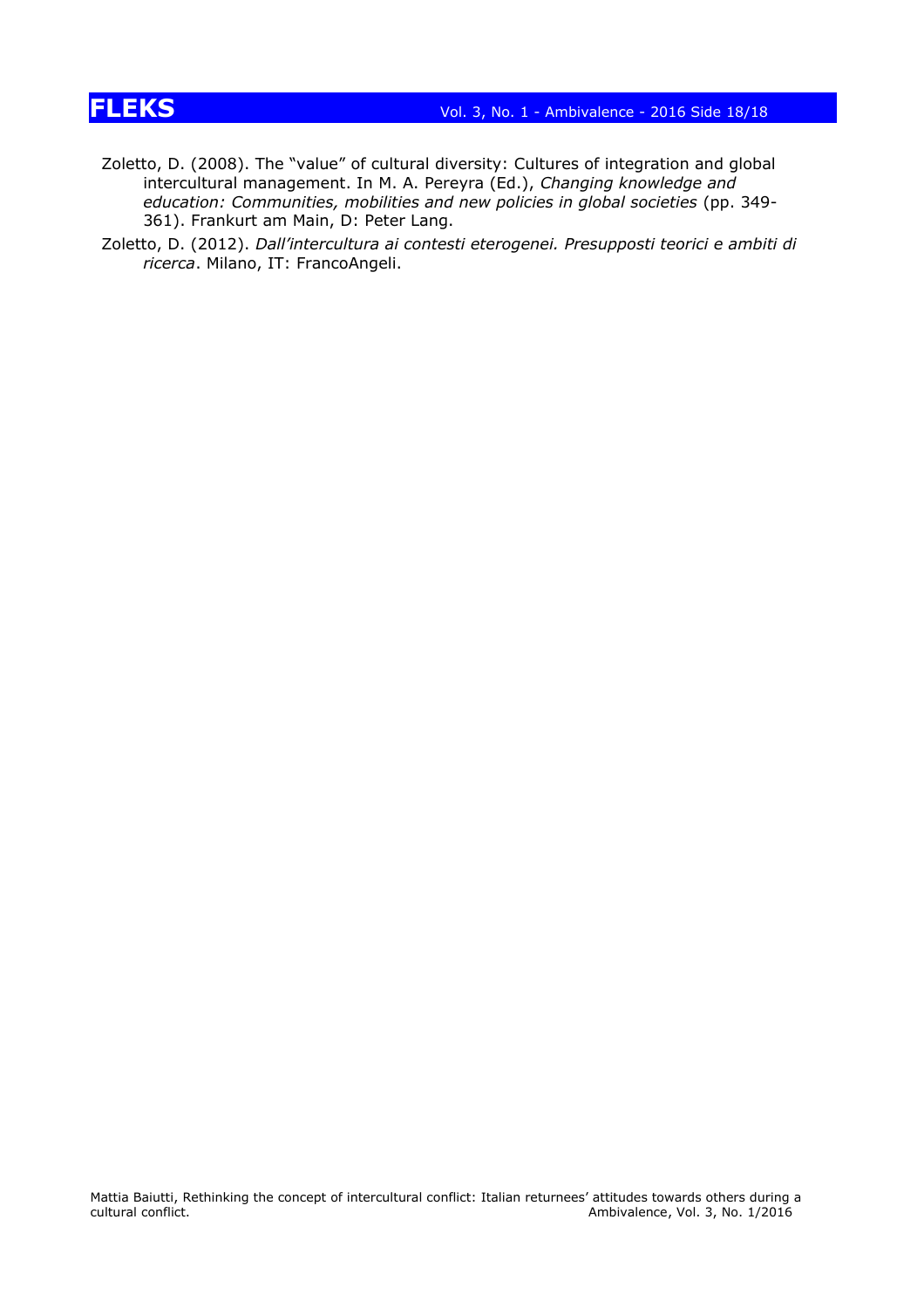Zoletto, D. (2008). The "value" of cultural diversity: Cultures of integration and global intercultural management. In M. A. Pereyra (Ed.), *Changing knowledge and education: Communities, mobilities and new policies in global societies* (pp. 349-361). Frankurt am Main, D: Peter Lang.

Zoletto, D. (2012). *Dall'intercultura ai contesti eterogenei. Presupposti teorici e ambiti di ricerca*. Milano, IT: FrancoAngeli.